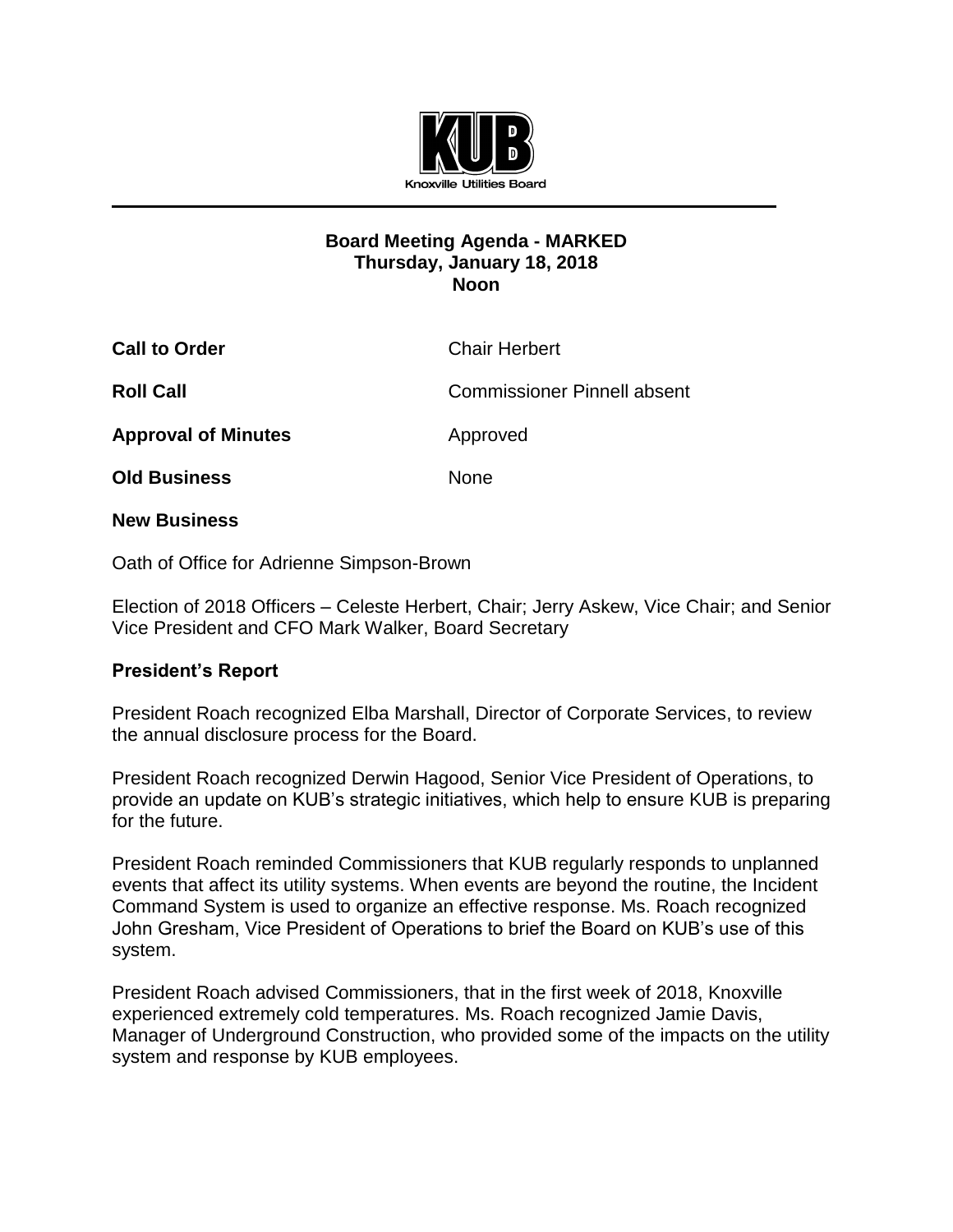KUB

Knoxville Utilities Board

## Board Meeting Agenda - MARKED
**Thursday, January 18, 2018**
**Noon**

**Call to Order** Chair Herbert

**Roll Call** Commissioner Pinnell absent

**Approval of Minutes** Approved

**Old Business** None

**New Business**

Oath of Office for Adrienne Simpson-Brown

Election of 2018 Officers – Celeste Herbert, Chair; Jerry Askew, Vice Chair; and Senior Vice President and CFO Mark Walker, Board Secretary

**President's Report**

President Roach recognized Elba Marshall, Director of Corporate Services, to review the annual disclosure process for the Board.

President Roach recognized Derwin Hagood, Senior Vice President of Operations, to provide an update on KUB's strategic initiatives, which help to ensure KUB is preparing for the future.

President Roach reminded Commissioners that KUB regularly responds to unplanned events that affect its utility systems. When events are beyond the routine, the Incident Command System is used to organize an effective response. Ms. Roach recognized John Gresham, Vice President of Operations to brief the Board on KUB's use of this system.

President Roach advised Commissioners, that in the first week of 2018, Knoxville experienced extremely cold temperatures. Ms. Roach recognized Jamie Davis, Manager of Underground Construction, who provided some of the impacts on the utility system and response by KUB employees.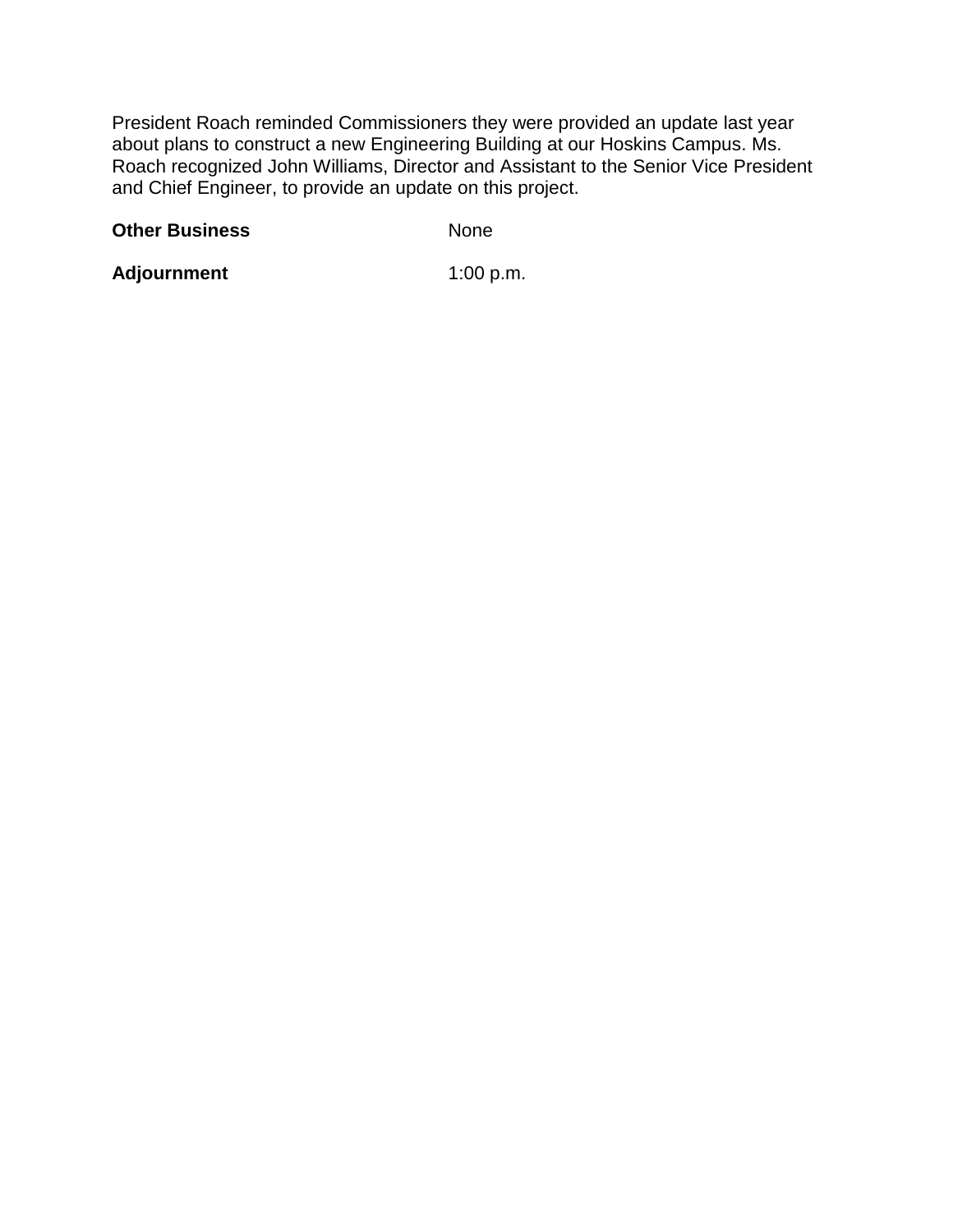President Roach reminded Commissioners they were provided an update last year about plans to construct a new Engineering Building at our Hoskins Campus. Ms. Roach recognized John Williams, Director and Assistant to the Senior Vice President and Chief Engineer, to provide an update on this project.

**Other Business** None

**Adjournment** 1:00 p.m.